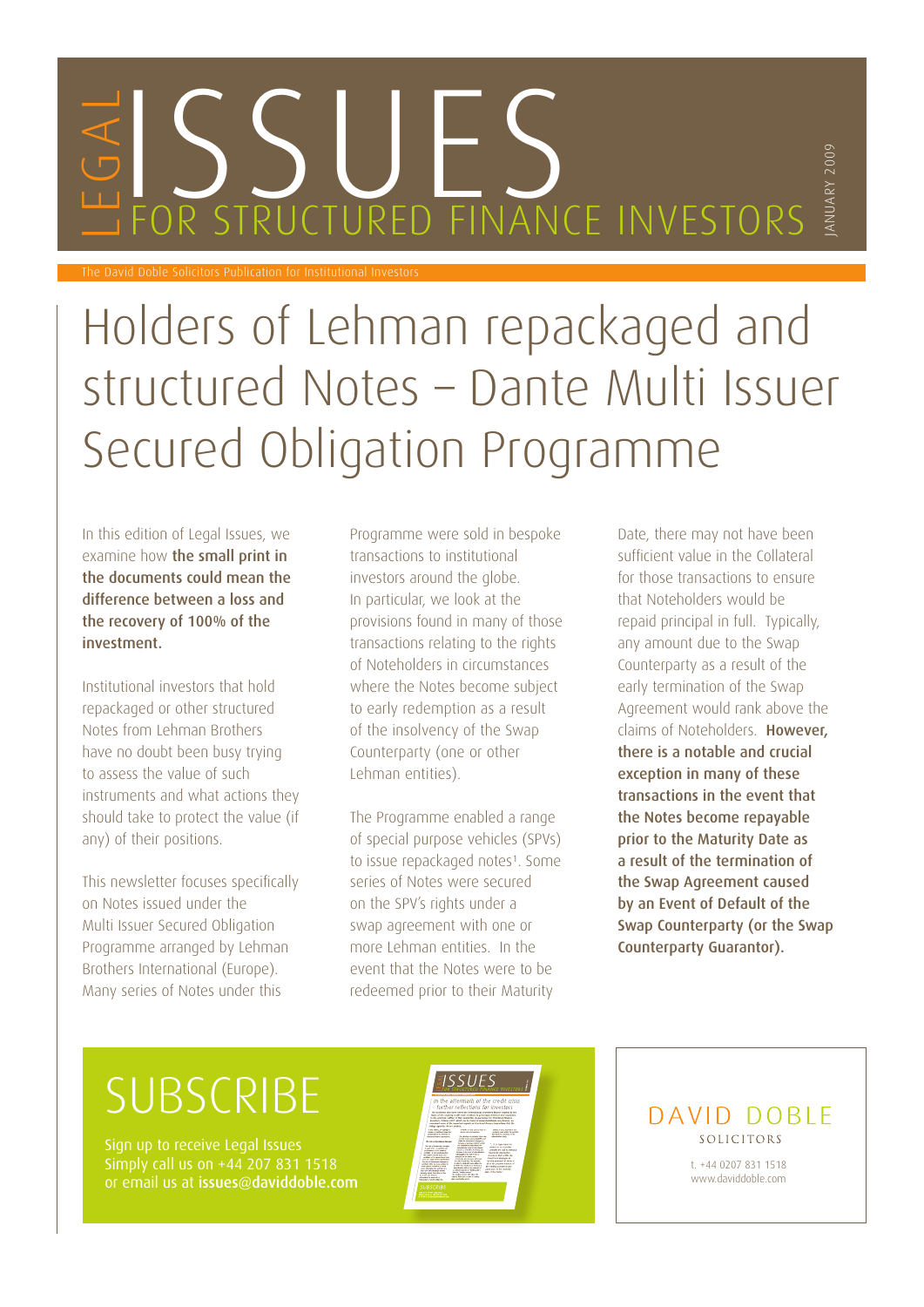# LEGAL ISSUES FOR STRUCTURED FINANCE INVESTORS

JANUARY 2009

The David Doble Solicitors Publication for Institutional Investors

# Holders of Lehman repackaged and structured Notes – Dante Multi Issuer Secured Obligation Programme

In this edition of Legal Issues, we examine how **the small print in the documents could mean the difference between a loss and the recovery of 100% of the investment.**

Institutional investors that hold repackaged or other structured Notes from Lehman Brothers have no doubt been busy trying to assess the value of such instruments and what actions they should take to protect the value (if any) of their positions.

This newsletter focuses specifically on Notes issued under the Multi Issuer Secured Obligation Programme arranged by Lehman Brothers International (Europe). Many series of Notes under this Programme were sold in bespoke transactions to institutional investors around the globe. In particular, we look at the provisions found in many of those transactions relating to the rights of Noteholders in circumstances where the Notes become subject to early redemption as a result of the insolvency of the Swap Counterparty (one or other Lehman entities).

The Programme enabled a range of special purpose vehicles (SPVs) to issue repackaged notes[1]. Some series of Notes were secured on the SPV's rights under a swap agreement with one or more Lehman entities. In the event that the Notes were to be redeemed prior to their Maturity Date, there may not have been sufficient value in the Collateral for those transactions to ensure that Noteholders would be repaid principal in full. Typically, any amount due to the Swap Counterparty as a result of the early termination of the Swap Agreement would rank above the claims of Noteholders. **However, there is a notable and crucial exception in many of these transactions in the event that the Notes become repayable prior to the Maturity Date as a result of the termination of the Swap Agreement caused by an Event of Default of the Swap Counterparty (or the Swap Counterparty Guarantor).**

## SUBSCRIBE

Sign up to receive Legal Issues
Simply call us on +44 207 831 1518
or email us at **issues@daviddoble.com**

DAVID DOBLE
SOLICITORS

t. +44 0207 831 1518
www.daviddoble.com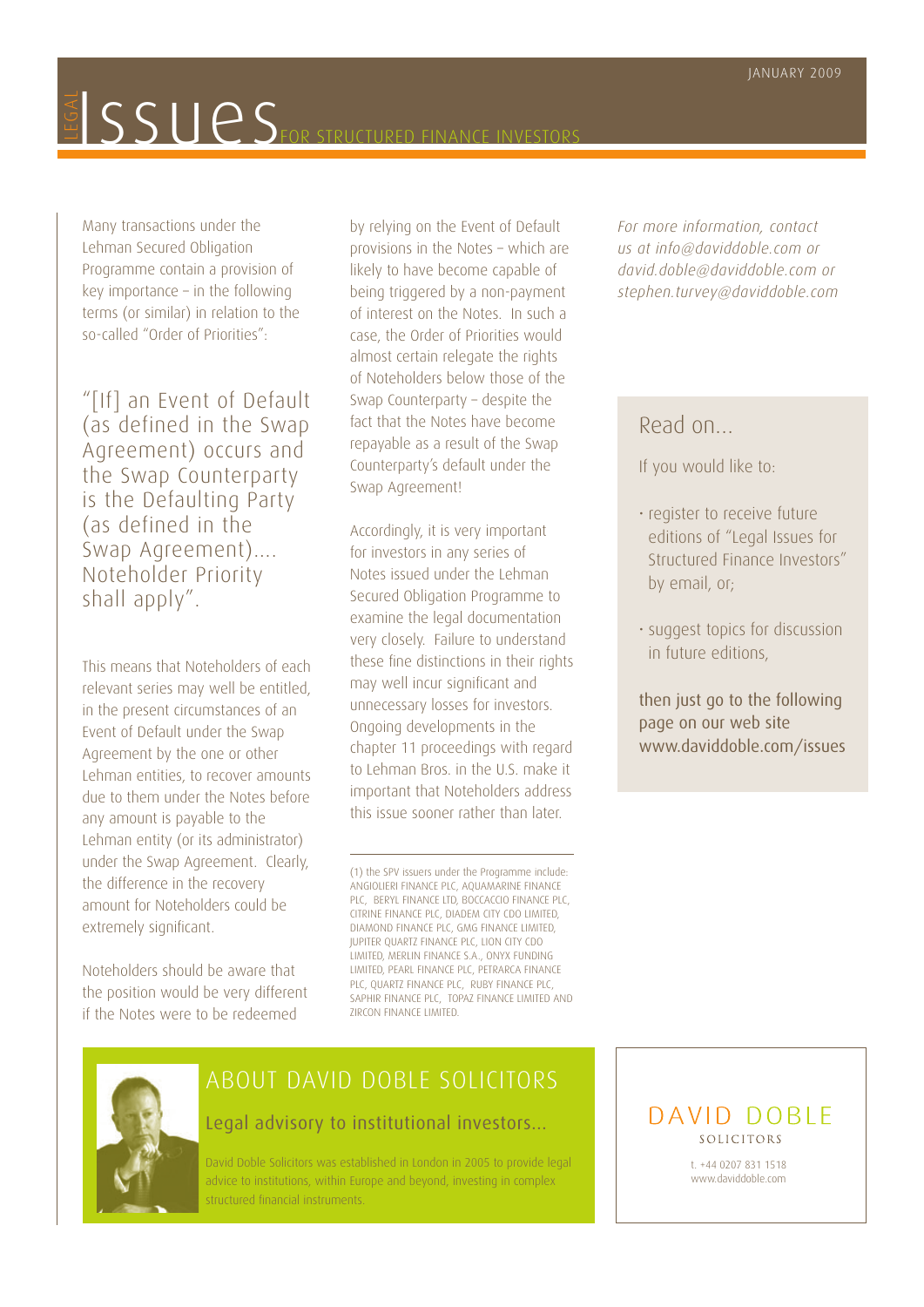Many transactions under the Lehman Secured Obligation Programme contain a provision of key importance – in the following terms (or similar) in relation to the so-called "Order of Priorities":

> "[If] an Event of Default (as defined in the Swap Agreement) occurs and the Swap Counterparty is the Defaulting Party (as defined in the Swap Agreement).... Noteholder Priority shall apply".

This means that Noteholders of each relevant series may well be entitled, in the present circumstances of an Event of Default under the Swap Agreement by the one or other Lehman entities, to recover amounts due to them under the Notes before any amount is payable to the Lehman entity (or its administrator) under the Swap Agreement. Clearly, the difference in the recovery amount for Noteholders could be extremely significant.

Noteholders should be aware that the position would be very different if the Notes were to be redeemed by relying on the Event of Default provisions in the Notes – which are likely to have become capable of being triggered by a non-payment of interest on the Notes. In such a case, the Order of Priorities would almost certain relegate the rights of Noteholders below those of the Swap Counterparty – despite the fact that the Notes have become repayable as a result of the Swap Counterparty's default under the Swap Agreement!

Accordingly, it is very important for investors in any series of Notes issued under the Lehman Secured Obligation Programme to examine the legal documentation very closely. Failure to understand these fine distinctions in their rights may well incur significant and unnecessary losses for investors. Ongoing developments in the chapter 11 proceedings with regard to Lehman Bros. in the U.S. make it important that Noteholders address this issue sooner rather than later.

(1) the SPV issuers under the Programme include: ANGIOLIERI FINANCE PLC, AQUAMARINE FINANCE PLC, BERYL FINANCE LTD, BOCCACCIO FINANCE PLC, CITRINE FINANCE PLC, DIADEM CITY CDO LIMITED, DIAMOND FINANCE PLC, GMG FINANCE LIMITED, JUPITER QUARTZ FINANCE PLC, LION CITY CDO LIMITED, MERLIN FINANCE S.A., ONYX FUNDING LIMITED, PEARL FINANCE PLC, PETRARCA FINANCE PLC, QUARTZ FINANCE PLC, RUBY FINANCE PLC, SAPHIR FINANCE PLC, TOPAZ FINANCE LIMITED AND ZIRCON FINANCE LIMITED.

*For more information, contact us at info@daviddoble.com or david.doble@daviddoble.com or stephen.turvey@daviddoble.com*

## Read on...

If you would like to:

- register to receive future editions of "Legal Issues for Structured Finance Investors" by email, or;
- suggest topics for discussion in future editions,

then just go to the following page on our web site www.daviddoble.com/issues

## ABOUT DAVID DOBLE SOLICITORS

### Legal advisory to institutional investors...

David Doble Solicitors was established in London in 2005 to provide legal advice to institutions, within Europe and beyond, investing in complex structured financial instruments.

DAVID DOBLE
SOLICITORS

t. +44 0207 831 1518
www.daviddoble.com